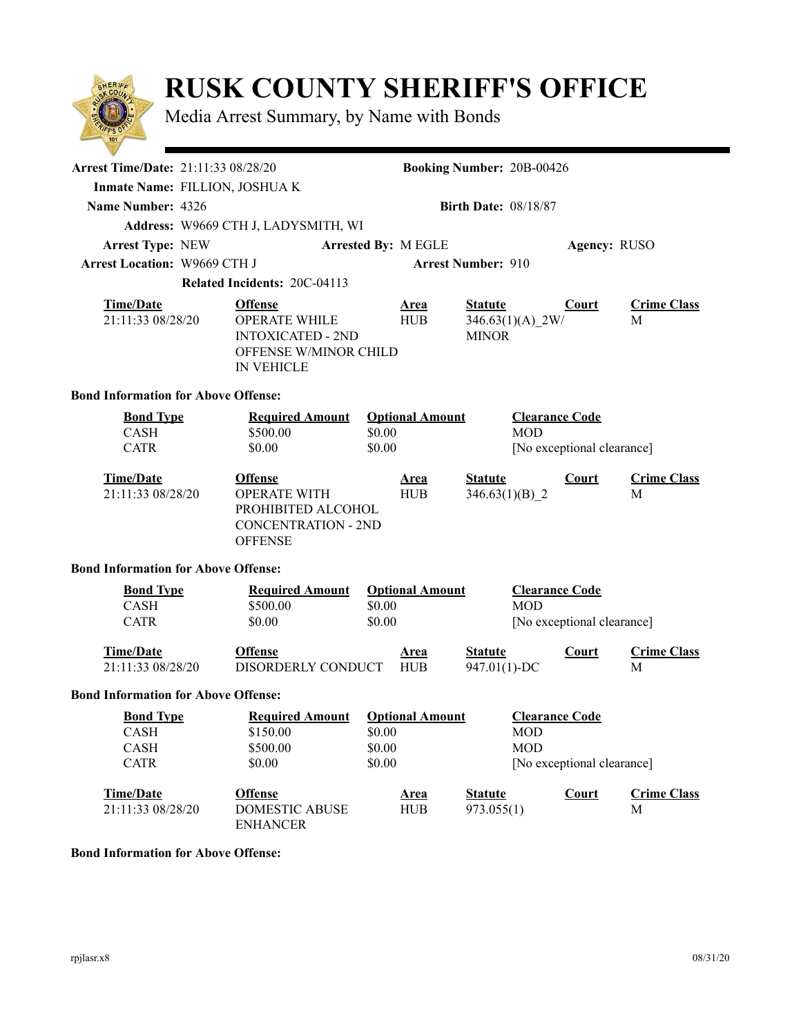# RUSK COUNTY SHERIFF'S OFFICE

Media Arrest Summary, by Name with Bonds

**Arrest Time/Date:** 21:11:33 08/28/20 **Booking Number:** 20B-00426

**Inmate Name:** FILLION, JOSHUA K

**Name Number:** 4326 **Birth Date:** 08/18/87

**Address:** W9669 CTH J, LADYSMITH, WI

**Arrest Type:** NEW **Arrested By:** M EGLE **Agency:** RUSO

**Arrest Location:** W9669 CTH J **Arrest Number:** 910

**Related Incidents:** 20C-04113

| Time/Date | Offense | Area | Statute | Court | Crime Class |
|---|---|---|---|---|---|
| 21:11:33 08/28/20 | OPERATE WHILE INTOXICATED - 2ND OFFENSE W/MINOR CHILD IN VEHICLE | HUB | 346.63(1)(A)_2W/ MINOR | | M |

**Bond Information for Above Offense:**

| Bond Type | Required Amount | Optional Amount | Clearance Code |
|---|---|---|---|
| CASH | $500.00 | $0.00 | MOD |
| CATR | $0.00 | $0.00 | [No exceptional clearance] |

| Time/Date | Offense | Area | Statute | Court | Crime Class |
|---|---|---|---|---|---|
| 21:11:33 08/28/20 | OPERATE WITH PROHIBITED ALCOHOL CONCENTRATION - 2ND OFFENSE | HUB | 346.63(1)(B)_2 | | M |

**Bond Information for Above Offense:**

| Bond Type | Required Amount | Optional Amount | Clearance Code |
|---|---|---|---|
| CASH | $500.00 | $0.00 | MOD |
| CATR | $0.00 | $0.00 | [No exceptional clearance] |

| Time/Date | Offense | Area | Statute | Court | Crime Class |
|---|---|---|---|---|---|
| 21:11:33 08/28/20 | DISORDERLY CONDUCT | HUB | 947.01(1)-DC | | M |

**Bond Information for Above Offense:**

| Bond Type | Required Amount | Optional Amount | Clearance Code |
|---|---|---|---|
| CASH | $150.00 | $0.00 | MOD |
| CASH | $500.00 | $0.00 | MOD |
| CATR | $0.00 | $0.00 | [No exceptional clearance] |

| Time/Date | Offense | Area | Statute | Court | Crime Class |
|---|---|---|---|---|---|
| 21:11:33 08/28/20 | DOMESTIC ABUSE ENHANCER | HUB | 973.055(1) | | M |

**Bond Information for Above Offense:**

rpjlasr.x8 08/31/20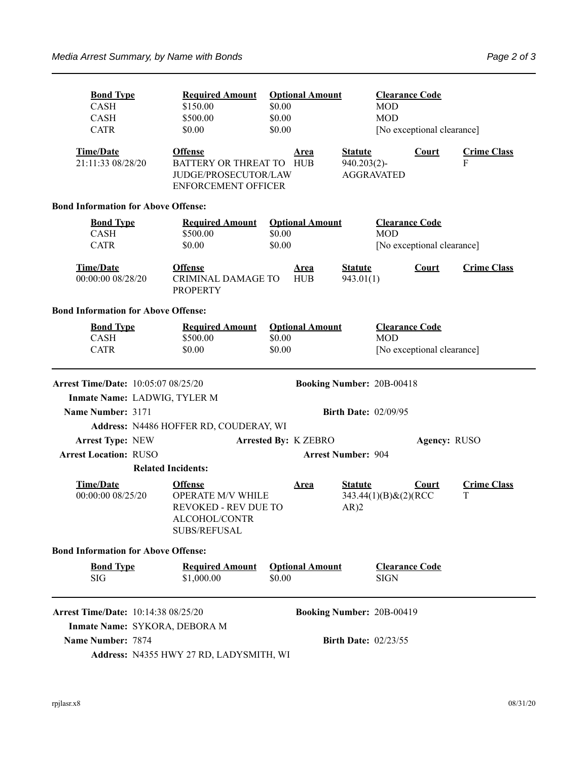| Bond Type | Required Amount | Optional Amount | Clearance Code |
|---|---|---|---|
| CASH | $150.00 | $0.00 | MOD |
| CASH | $500.00 | $0.00 | MOD |
| CATR | $0.00 | $0.00 | [No exceptional clearance] |

| Time/Date | Offense | Area | Statute | Court | Crime Class |
|---|---|---|---|---|---|
| 21:11:33 08/28/20 | BATTERY OR THREAT TO JUDGE/PROSECUTOR/LAW ENFORCEMENT OFFICER | HUB | 940.203(2)-AGGRAVATED | | F |

**Bond Information for Above Offense:**

| Bond Type | Required Amount | Optional Amount | Clearance Code |
|---|---|---|---|
| CASH | $500.00 | $0.00 | MOD |
| CATR | $0.00 | $0.00 | [No exceptional clearance] |

| Time/Date | Offense | Area | Statute | Court | Crime Class |
|---|---|---|---|---|---|
| 00:00:00 08/28/20 | CRIMINAL DAMAGE TO PROPERTY | HUB | 943.01(1) | | |

**Bond Information for Above Offense:**

| Bond Type | Required Amount | Optional Amount | Clearance Code |
|---|---|---|---|
| CASH | $500.00 | $0.00 | MOD |
| CATR | $0.00 | $0.00 | [No exceptional clearance] |

---

**Arrest Time/Date:** 10:05:07 08/25/20 **Booking Number:** 20B-00418

**Inmate Name:** LADWIG, TYLER M

**Name Number:** 3171 **Birth Date:** 02/09/95

**Address:** N4486 HOFFER RD, COUDERAY, WI

**Arrest Type:** NEW **Arrested By:** K ZEBRO **Agency:** RUSO

**Arrest Location:** RUSO **Arrest Number:** 904

**Related Incidents:**

| Time/Date | Offense | Area | Statute | Court | Crime Class |
|---|---|---|---|---|---|
| 00:00:00 08/25/20 | OPERATE M/V WHILE REVOKED - REV DUE TO ALCOHOL/CONTR SUBS/REFUSAL | | 343.44(1)(B)&(2)(RCCAR)2 | | T |

**Bond Information for Above Offense:**

| Bond Type | Required Amount | Optional Amount | Clearance Code |
|---|---|---|---|
| SIG | $1,000.00 | $0.00 | SIGN |

---

**Arrest Time/Date:** 10:14:38 08/25/20 **Booking Number:** 20B-00419

**Inmate Name:** SYKORA, DEBORA M

**Name Number:** 7874 **Birth Date:** 02/23/55

**Address:** N4355 HWY 27 RD, LADYSMITH, WI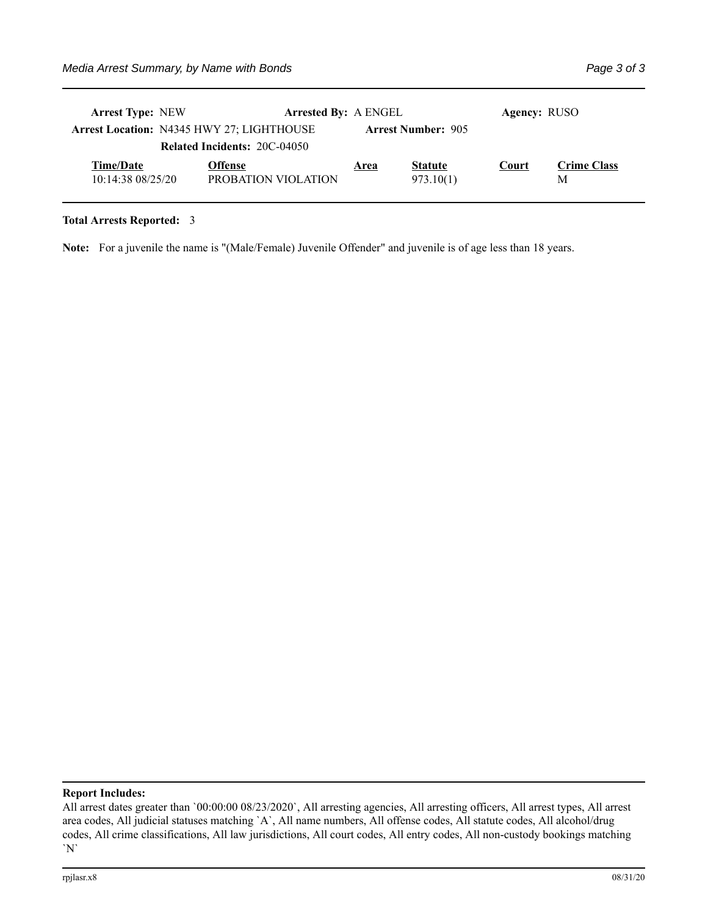**Arrest Type:** NEW **Arrested By:** A ENGEL **Agency:** RUSO

**Arrest Location:** N4345 HWY 27; LIGHTHOUSE **Arrest Number:** 905

**Related Incidents:** 20C-04050

| Time/Date | Offense | Area | Statute | Court | Crime Class |
|---|---|---|---|---|---|
| 10:14:38 08/25/20 | PROBATION VIOLATION | | 973.10(1) | | M |

**Total Arrests Reported:** 3

**Note:** For a juvenile the name is "(Male/Female) Juvenile Offender" and juvenile is of age less than 18 years.

**Report Includes:**

All arrest dates greater than `00:00:00 08/23/2020`, All arresting agencies, All arresting officers, All arrest types, All arrest area codes, All judicial statuses matching `A`, All name numbers, All offense codes, All statute codes, All alcohol/drug codes, All crime classifications, All law jurisdictions, All court codes, All entry codes, All non-custody bookings matching `N`

rpjlasr.x8 08/31/20